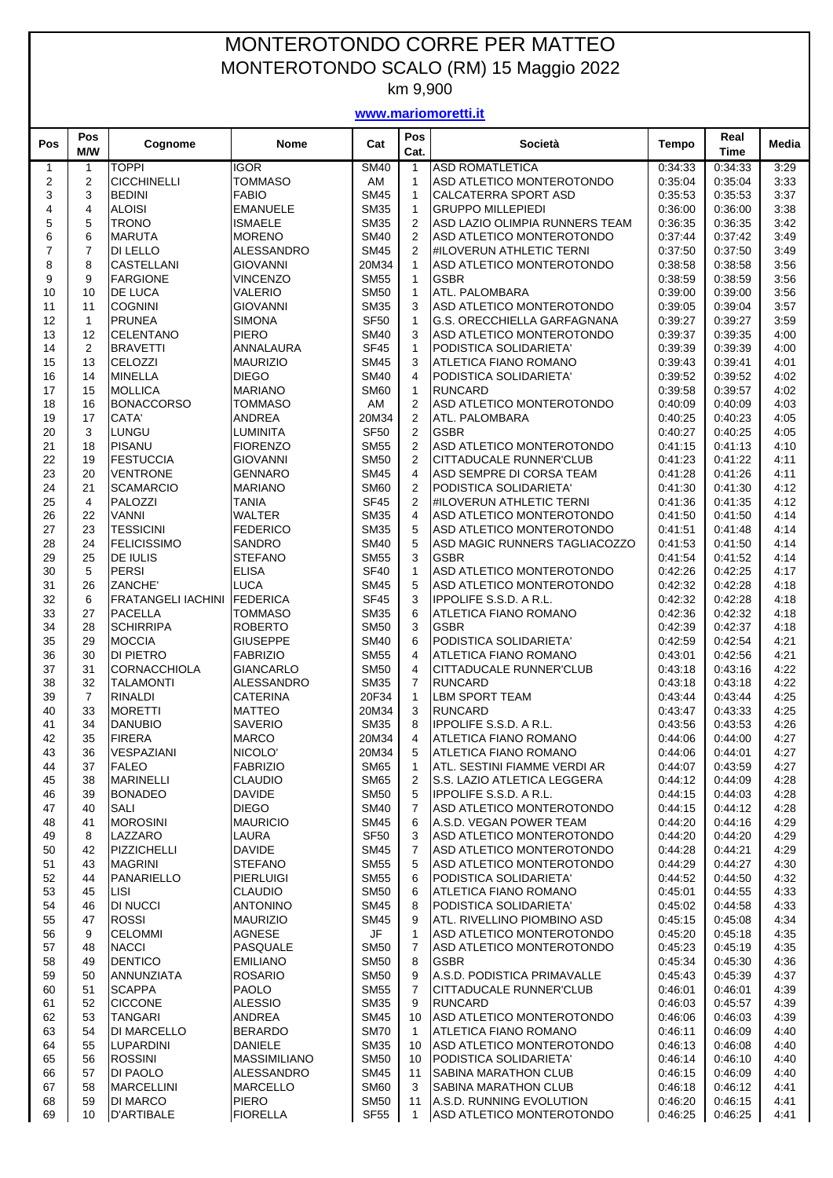# MONTEROTONDO CORRE PER MATTEO

## MONTEROTONDO SCALO (RM) 15 Maggio 2022

km 9,900

**www.mariomoretti.it**

| Pos | Pos M/W | Cognome | Nome | Cat | Pos Cat. | Società | Tempo | Real Time | Media |
|---|---|---|---|---|---|---|---|---|---|
| 1 | 1 | TOPPI | IGOR | SM40 | 1 | ASD ROMATLETICA | 0:34:33 | 0:34:33 | 3:29 |
| 2 | 2 | CICCHINELLI | TOMMASO | AM | 1 | ASD ATLETICO MONTEROTONDO | 0:35:04 | 0:35:04 | 3:33 |
| 3 | 3 | BEDINI | FABIO | SM45 | 1 | CALCATERRA SPORT ASD | 0:35:53 | 0:35:53 | 3:37 |
| 4 | 4 | ALOISI | EMANUELE | SM35 | 1 | GRUPPO MILLEPIEDI | 0:36:00 | 0:36:00 | 3:38 |
| 5 | 5 | TRONO | ISMAELE | SM35 | 2 | ASD LAZIO OLIMPIA RUNNERS TEAM | 0:36:35 | 0:36:35 | 3:42 |
| 6 | 6 | MARUTA | MORENO | SM40 | 2 | ASD ATLETICO MONTEROTONDO | 0:37:44 | 0:37:42 | 3:49 |
| 7 | 7 | DI LELLO | ALESSANDRO | SM45 | 2 | #ILOVERUN ATHLETIC TERNI | 0:37:50 | 0:37:50 | 3:49 |
| 8 | 8 | CASTELLANI | GIOVANNI | 20M34 | 1 | ASD ATLETICO MONTEROTONDO | 0:38:58 | 0:38:58 | 3:56 |
| 9 | 9 | FARGIONE | VINCENZO | SM55 | 1 | GSBR | 0:38:59 | 0:38:59 | 3:56 |
| 10 | 10 | DE LUCA | VALERIO | SM50 | 1 | ATL. PALOMBARA | 0:39:00 | 0:39:00 | 3:56 |
| 11 | 11 | COGNINI | GIOVANNI | SM35 | 3 | ASD ATLETICO MONTEROTONDO | 0:39:05 | 0:39:04 | 3:57 |
| 12 | 1 | PRUNEA | SIMONA | SF50 | 1 | G.S. ORECCHIELLA GARFAGNANA | 0:39:27 | 0:39:27 | 3:59 |
| 13 | 12 | CELENTANO | PIERO | SM40 | 3 | ASD ATLETICO MONTEROTONDO | 0:39:37 | 0:39:35 | 4:00 |
| 14 | 2 | BRAVETTI | ANNALAURA | SF45 | 1 | PODISTICA SOLIDARIETA' | 0:39:39 | 0:39:39 | 4:00 |
| 15 | 13 | CELOZZI | MAURIZIO | SM45 | 3 | ATLETICA FIANO ROMANO | 0:39:43 | 0:39:41 | 4:01 |
| 16 | 14 | MINELLA | DIEGO | SM40 | 4 | PODISTICA SOLIDARIETA' | 0:39:52 | 0:39:52 | 4:02 |
| 17 | 15 | MOLLICA | MARIANO | SM60 | 1 | RUNCARD | 0:39:58 | 0:39:57 | 4:02 |
| 18 | 16 | BONACCORSO | TOMMASO | AM | 2 | ASD ATLETICO MONTEROTONDO | 0:40:09 | 0:40:09 | 4:03 |
| 19 | 17 | CATA' | ANDREA | 20M34 | 2 | ATL. PALOMBARA | 0:40:25 | 0:40:23 | 4:05 |
| 20 | 3 | LUNGU | LUMINITA | SF50 | 2 | GSBR | 0:40:27 | 0:40:25 | 4:05 |
| 21 | 18 | PISANU | FIORENZO | SM55 | 2 | ASD ATLETICO MONTEROTONDO | 0:41:15 | 0:41:13 | 4:10 |
| 22 | 19 | FESTUCCIA | GIOVANNI | SM50 | 2 | CITTADUCALE RUNNER'CLUB | 0:41:23 | 0:41:22 | 4:11 |
| 23 | 20 | VENTRONE | GENNARO | SM45 | 4 | ASD SEMPRE DI CORSA TEAM | 0:41:28 | 0:41:26 | 4:11 |
| 24 | 21 | SCAMARCIO | MARIANO | SM60 | 2 | PODISTICA SOLIDARIETA' | 0:41:30 | 0:41:30 | 4:12 |
| 25 | 4 | PALOZZI | TANIA | SF45 | 2 | #ILOVERUN ATHLETIC TERNI | 0:41:36 | 0:41:35 | 4:12 |
| 26 | 22 | VANNI | WALTER | SM35 | 4 | ASD ATLETICO MONTEROTONDO | 0:41:50 | 0:41:50 | 4:14 |
| 27 | 23 | TESSICINI | FEDERICO | SM35 | 5 | ASD ATLETICO MONTEROTONDO | 0:41:51 | 0:41:48 | 4:14 |
| 28 | 24 | FELICISSIMO | SANDRO | SM40 | 5 | ASD MAGIC RUNNERS TAGLIACOZZO | 0:41:53 | 0:41:50 | 4:14 |
| 29 | 25 | DE IULIS | STEFANO | SM55 | 3 | GSBR | 0:41:54 | 0:41:52 | 4:14 |
| 30 | 5 | PERSI | ELISA | SF40 | 1 | ASD ATLETICO MONTEROTONDO | 0:42:26 | 0:42:25 | 4:17 |
| 31 | 26 | ZANCHE' | LUCA | SM45 | 5 | ASD ATLETICO MONTEROTONDO | 0:42:32 | 0:42:28 | 4:18 |
| 32 | 6 | FRATANGELI IACHINI | FEDERICA | SF45 | 3 | IPPOLIFE S.S.D. A R.L. | 0:42:32 | 0:42:28 | 4:18 |
| 33 | 27 | PACELLA | TOMMASO | SM35 | 6 | ATLETICA FIANO ROMANO | 0:42:36 | 0:42:32 | 4:18 |
| 34 | 28 | SCHIRRIPA | ROBERTO | SM50 | 3 | GSBR | 0:42:39 | 0:42:37 | 4:18 |
| 35 | 29 | MOCCIA | GIUSEPPE | SM40 | 6 | PODISTICA SOLIDARIETA' | 0:42:59 | 0:42:54 | 4:21 |
| 36 | 30 | DI PIETRO | FABRIZIO | SM55 | 4 | ATLETICA FIANO ROMANO | 0:43:01 | 0:42:56 | 4:21 |
| 37 | 31 | CORNACCHIOLA | GIANCARLO | SM50 | 4 | CITTADUCALE RUNNER'CLUB | 0:43:18 | 0:43:16 | 4:22 |
| 38 | 32 | TALAMONTI | ALESSANDRO | SM35 | 7 | RUNCARD | 0:43:18 | 0:43:18 | 4:22 |
| 39 | 7 | RINALDI | CATERINA | 20F34 | 1 | LBM SPORT TEAM | 0:43:44 | 0:43:44 | 4:25 |
| 40 | 33 | MORETTI | MATTEO | 20M34 | 3 | RUNCARD | 0:43:47 | 0:43:33 | 4:25 |
| 41 | 34 | DANUBIO | SAVERIO | SM35 | 8 | IPPOLIFE S.S.D. A R.L. | 0:43:56 | 0:43:53 | 4:26 |
| 42 | 35 | FIRERA | MARCO | 20M34 | 4 | ATLETICA FIANO ROMANO | 0:44:06 | 0:44:00 | 4:27 |
| 43 | 36 | VESPAZIANI | NICOLO' | 20M34 | 5 | ATLETICA FIANO ROMANO | 0:44:06 | 0:44:01 | 4:27 |
| 44 | 37 | FALEO | FABRIZIO | SM65 | 1 | ATL. SESTINI FIAMME VERDI AR | 0:44:07 | 0:43:59 | 4:27 |
| 45 | 38 | MARINELLI | CLAUDIO | SM65 | 2 | S.S. LAZIO ATLETICA LEGGERA | 0:44:12 | 0:44:09 | 4:28 |
| 46 | 39 | BONADEO | DAVIDE | SM50 | 5 | IPPOLIFE S.S.D. A R.L. | 0:44:15 | 0:44:03 | 4:28 |
| 47 | 40 | SALI | DIEGO | SM40 | 7 | ASD ATLETICO MONTEROTONDO | 0:44:15 | 0:44:12 | 4:28 |
| 48 | 41 | MOROSINI | MAURICIO | SM45 | 6 | A.S.D. VEGAN POWER TEAM | 0:44:20 | 0:44:16 | 4:29 |
| 49 | 8 | LAZZARO | LAURA | SF50 | 3 | ASD ATLETICO MONTEROTONDO | 0:44:20 | 0:44:20 | 4:29 |
| 50 | 42 | PIZZICHELLI | DAVIDE | SM45 | 7 | ASD ATLETICO MONTEROTONDO | 0:44:28 | 0:44:21 | 4:29 |
| 51 | 43 | MAGRINI | STEFANO | SM55 | 5 | ASD ATLETICO MONTEROTONDO | 0:44:29 | 0:44:27 | 4:30 |
| 52 | 44 | PANARIELLO | PIERLUIGI | SM55 | 6 | PODISTICA SOLIDARIETA' | 0:44:52 | 0:44:50 | 4:32 |
| 53 | 45 | LISI | CLAUDIO | SM50 | 6 | ATLETICA FIANO ROMANO | 0:45:01 | 0:44:55 | 4:33 |
| 54 | 46 | DI NUCCI | ANTONINO | SM45 | 8 | PODISTICA SOLIDARIETA' | 0:45:02 | 0:44:58 | 4:33 |
| 55 | 47 | ROSSI | MAURIZIO | SM45 | 9 | ATL. RIVELLINO PIOMBINO ASD | 0:45:15 | 0:45:08 | 4:34 |
| 56 | 9 | CELOMMI | AGNESE | JF | 1 | ASD ATLETICO MONTEROTONDO | 0:45:20 | 0:45:18 | 4:35 |
| 57 | 48 | NACCI | PASQUALE | SM50 | 7 | ASD ATLETICO MONTEROTONDO | 0:45:23 | 0:45:19 | 4:35 |
| 58 | 49 | DENTICO | EMILIANO | SM50 | 8 | GSBR | 0:45:34 | 0:45:30 | 4:36 |
| 59 | 50 | ANNUNZIATA | ROSARIO | SM50 | 9 | A.S.D. PODISTICA PRIMAVALLE | 0:45:43 | 0:45:39 | 4:37 |
| 60 | 51 | SCAPPA | PAOLO | SM55 | 7 | CITTADUCALE RUNNER'CLUB | 0:46:01 | 0:46:01 | 4:39 |
| 61 | 52 | CICCONE | ALESSIO | SM35 | 9 | RUNCARD | 0:46:03 | 0:45:57 | 4:39 |
| 62 | 53 | TANGARI | ANDREA | SM45 | 10 | ASD ATLETICO MONTEROTONDO | 0:46:06 | 0:46:03 | 4:39 |
| 63 | 54 | DI MARCELLO | BERARDO | SM70 | 1 | ATLETICA FIANO ROMANO | 0:46:11 | 0:46:09 | 4:40 |
| 64 | 55 | LUPARDINI | DANIELE | SM35 | 10 | ASD ATLETICO MONTEROTONDO | 0:46:13 | 0:46:08 | 4:40 |
| 65 | 56 | ROSSINI | MASSIMILIANO | SM50 | 10 | PODISTICA SOLIDARIETA' | 0:46:14 | 0:46:10 | 4:40 |
| 66 | 57 | DI PAOLO | ALESSANDRO | SM45 | 11 | SABINA MARATHON CLUB | 0:46:15 | 0:46:09 | 4:40 |
| 67 | 58 | MARCELLINI | MARCELLO | SM60 | 3 | SABINA MARATHON CLUB | 0:46:18 | 0:46:12 | 4:41 |
| 68 | 59 | DI MARCO | PIERO | SM50 | 11 | A.S.D. RUNNING EVOLUTION | 0:46:20 | 0:46:15 | 4:41 |
| 69 | 10 | D'ARTIBALE | FIORELLA | SF55 | 1 | ASD ATLETICO MONTEROTONDO | 0:46:25 | 0:46:25 | 4:41 |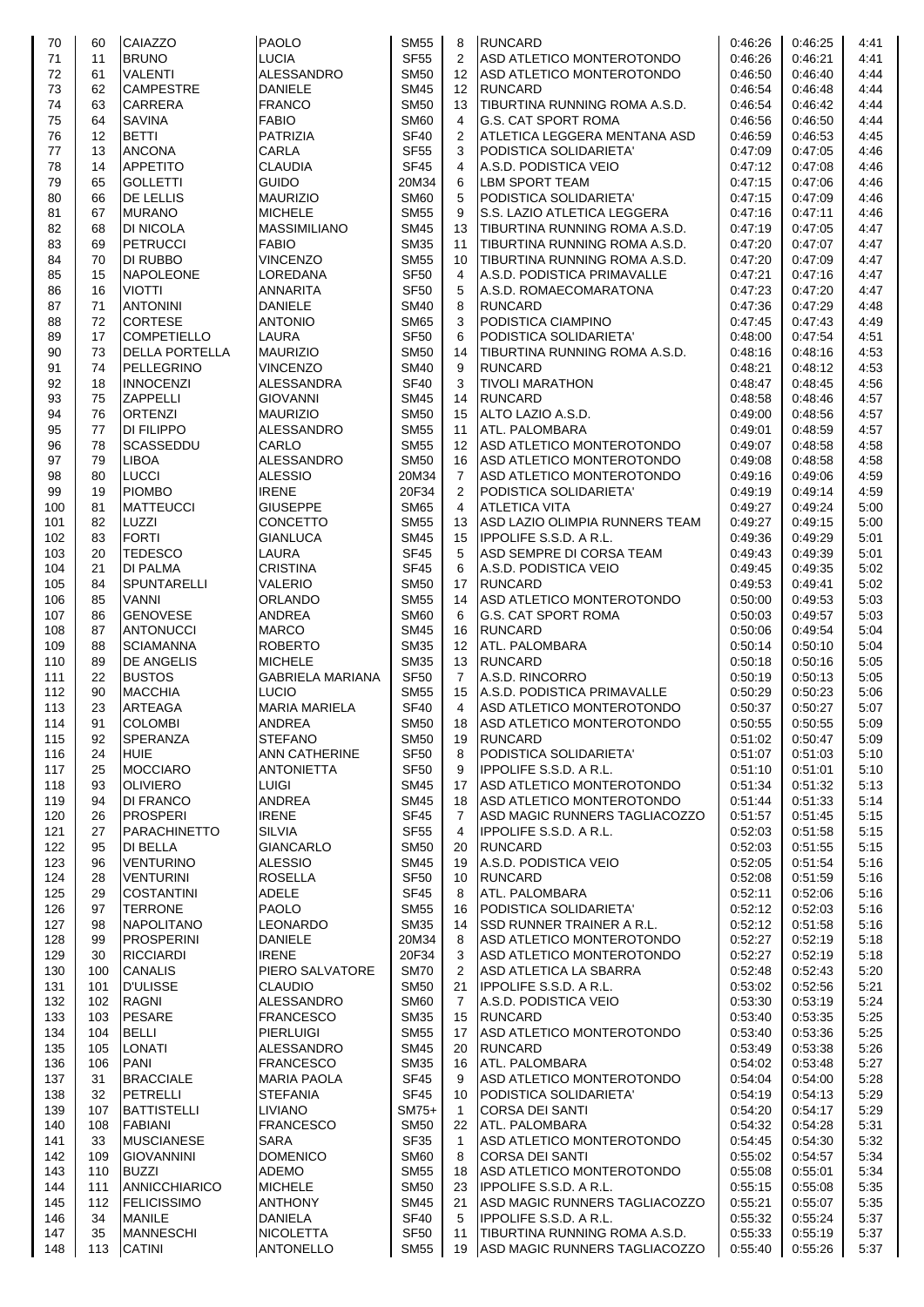| 70 | 60 | CAIAZZO | PAOLO | SM55 | 8 | RUNCARD | 0:46:26 | 0:46:25 | 4:41 |
|---|---|---|---|---|---|---|---|---|---|
| 71 | 11 | BRUNO | LUCIA | SF55 | 2 | ASD ATLETICO MONTEROTONDO | 0:46:26 | 0:46:21 | 4:41 |
| 72 | 61 | VALENTI | ALESSANDRO | SM50 | 12 | ASD ATLETICO MONTEROTONDO | 0:46:50 | 0:46:40 | 4:44 |
| 73 | 62 | CAMPESTRE | DANIELE | SM45 | 12 | RUNCARD | 0:46:54 | 0:46:48 | 4:44 |
| 74 | 63 | CARRERA | FRANCO | SM50 | 13 | TIBURTINA RUNNING ROMA A.S.D. | 0:46:54 | 0:46:42 | 4:44 |
| 75 | 64 | SAVINA | FABIO | SM60 | 4 | G.S. CAT SPORT ROMA | 0:46:56 | 0:46:50 | 4:44 |
| 76 | 12 | BETTI | PATRIZIA | SF40 | 2 | ATLETICA LEGGERA MENTANA ASD | 0:46:59 | 0:46:53 | 4:45 |
| 77 | 13 | ANCONA | CARLA | SF55 | 3 | PODISTICA SOLIDARIETA' | 0:47:09 | 0:47:05 | 4:46 |
| 78 | 14 | APPETITO | CLAUDIA | SF45 | 4 | A.S.D. PODISTICA VEIO | 0:47:12 | 0:47:08 | 4:46 |
| 79 | 65 | GOLLETTI | GUIDO | 20M34 | 6 | LBM SPORT TEAM | 0:47:15 | 0:47:06 | 4:46 |
| 80 | 66 | DE LELLIS | MAURIZIO | SM60 | 5 | PODISTICA SOLIDARIETA' | 0:47:15 | 0:47:09 | 4:46 |
| 81 | 67 | MURANO | MICHELE | SM55 | 9 | S.S. LAZIO ATLETICA LEGGERA | 0:47:16 | 0:47:11 | 4:46 |
| 82 | 68 | DI NICOLA | MASSIMILIANO | SM45 | 13 | TIBURTINA RUNNING ROMA A.S.D. | 0:47:19 | 0:47:05 | 4:47 |
| 83 | 69 | PETRUCCI | FABIO | SM35 | 11 | TIBURTINA RUNNING ROMA A.S.D. | 0:47:20 | 0:47:07 | 4:47 |
| 84 | 70 | DI RUBBO | VINCENZO | SM55 | 10 | TIBURTINA RUNNING ROMA A.S.D. | 0:47:20 | 0:47:09 | 4:47 |
| 85 | 15 | NAPOLEONE | LOREDANA | SF50 | 4 | A.S.D. PODISTICA PRIMAVALLE | 0:47:21 | 0:47:16 | 4:47 |
| 86 | 16 | VIOTTI | ANNARITA | SF50 | 5 | A.S.D. ROMAECOMARATONA | 0:47:23 | 0:47:20 | 4:47 |
| 87 | 71 | ANTONINI | DANIELE | SM40 | 8 | RUNCARD | 0:47:36 | 0:47:29 | 4:48 |
| 88 | 72 | CORTESE | ANTONIO | SM65 | 3 | PODISTICA CIAMPINO | 0:47:45 | 0:47:43 | 4:49 |
| 89 | 17 | COMPETIELLO | LAURA | SF50 | 6 | PODISTICA SOLIDARIETA' | 0:48:00 | 0:47:54 | 4:51 |
| 90 | 73 | DELLA PORTELLA | MAURIZIO | SM50 | 14 | TIBURTINA RUNNING ROMA A.S.D. | 0:48:16 | 0:48:16 | 4:53 |
| 91 | 74 | PELLEGRINO | VINCENZO | SM40 | 9 | RUNCARD | 0:48:21 | 0:48:12 | 4:53 |
| 92 | 18 | INNOCENZI | ALESSANDRA | SF40 | 3 | TIVOLI MARATHON | 0:48:47 | 0:48:45 | 4:56 |
| 93 | 75 | ZAPPELLI | GIOVANNI | SM45 | 14 | RUNCARD | 0:48:58 | 0:48:46 | 4:57 |
| 94 | 76 | ORTENZI | MAURIZIO | SM50 | 15 | ALTO LAZIO A.S.D. | 0:49:00 | 0:48:56 | 4:57 |
| 95 | 77 | DI FILIPPO | ALESSANDRO | SM55 | 11 | ATL. PALOMBARA | 0:49:01 | 0:48:59 | 4:57 |
| 96 | 78 | SCASSEDDU | CARLO | SM55 | 12 | ASD ATLETICO MONTEROTONDO | 0:49:07 | 0:48:58 | 4:58 |
| 97 | 79 | LIBOA | ALESSANDRO | SM50 | 16 | ASD ATLETICO MONTEROTONDO | 0:49:08 | 0:48:58 | 4:58 |
| 98 | 80 | LUCCI | ALESSIO | 20M34 | 7 | ASD ATLETICO MONTEROTONDO | 0:49:16 | 0:49:06 | 4:59 |
| 99 | 19 | PIOMBO | IRENE | 20F34 | 2 | PODISTICA SOLIDARIETA' | 0:49:19 | 0:49:14 | 4:59 |
| 100 | 81 | MATTEUCCI | GIUSEPPE | SM65 | 4 | ATLETICA VITA | 0:49:27 | 0:49:24 | 5:00 |
| 101 | 82 | LUZZI | CONCETTO | SM55 | 13 | ASD LAZIO OLIMPIA RUNNERS TEAM | 0:49:27 | 0:49:15 | 5:00 |
| 102 | 83 | FORTI | GIANLUCA | SM45 | 15 | IPPOLIFE S.S.D. A R.L. | 0:49:36 | 0:49:29 | 5:01 |
| 103 | 20 | TEDESCO | LAURA | SF45 | 5 | ASD SEMPRE DI CORSA TEAM | 0:49:43 | 0:49:39 | 5:01 |
| 104 | 21 | DI PALMA | CRISTINA | SF45 | 6 | A.S.D. PODISTICA VEIO | 0:49:45 | 0:49:35 | 5:02 |
| 105 | 84 | SPUNTARELLI | VALERIO | SM50 | 17 | RUNCARD | 0:49:53 | 0:49:41 | 5:02 |
| 106 | 85 | VANNI | ORLANDO | SM55 | 14 | ASD ATLETICO MONTEROTONDO | 0:50:00 | 0:49:53 | 5:03 |
| 107 | 86 | GENOVESE | ANDREA | SM60 | 6 | G.S. CAT SPORT ROMA | 0:50:03 | 0:49:57 | 5:03 |
| 108 | 87 | ANTONUCCI | MARCO | SM45 | 16 | RUNCARD | 0:50:06 | 0:49:54 | 5:04 |
| 109 | 88 | SCIAMANNA | ROBERTO | SM35 | 12 | ATL. PALOMBARA | 0:50:14 | 0:50:10 | 5:04 |
| 110 | 89 | DE ANGELIS | MICHELE | SM35 | 13 | RUNCARD | 0:50:18 | 0:50:16 | 5:05 |
| 111 | 22 | BUSTOS | GABRIELA MARIANA | SF50 | 7 | A.S.D. RINCORRO | 0:50:19 | 0:50:13 | 5:05 |
| 112 | 90 | MACCHIA | LUCIO | SM55 | 15 | A.S.D. PODISTICA PRIMAVALLE | 0:50:29 | 0:50:23 | 5:06 |
| 113 | 23 | ARTEAGA | MARIA MARIELA | SF40 | 4 | ASD ATLETICO MONTEROTONDO | 0:50:37 | 0:50:27 | 5:07 |
| 114 | 91 | COLOMBI | ANDREA | SM50 | 18 | ASD ATLETICO MONTEROTONDO | 0:50:55 | 0:50:55 | 5:09 |
| 115 | 92 | SPERANZA | STEFANO | SM50 | 19 | RUNCARD | 0:51:02 | 0:50:47 | 5:09 |
| 116 | 24 | HUIE | ANN CATHERINE | SF50 | 8 | PODISTICA SOLIDARIETA' | 0:51:07 | 0:51:03 | 5:10 |
| 117 | 25 | MOCCIARO | ANTONIETTA | SF50 | 9 | IPPOLIFE S.S.D. A R.L. | 0:51:10 | 0:51:01 | 5:10 |
| 118 | 93 | OLIVIERO | LUIGI | SM45 | 17 | ASD ATLETICO MONTEROTONDO | 0:51:34 | 0:51:32 | 5:13 |
| 119 | 94 | DI FRANCO | ANDREA | SM45 | 18 | ASD ATLETICO MONTEROTONDO | 0:51:44 | 0:51:33 | 5:14 |
| 120 | 26 | PROSPERI | IRENE | SF45 | 7 | ASD MAGIC RUNNERS TAGLIACOZZO | 0:51:57 | 0:51:45 | 5:15 |
| 121 | 27 | PARACHINETTO | SILVIA | SF55 | 4 | IPPOLIFE S.S.D. A R.L. | 0:52:03 | 0:51:58 | 5:15 |
| 122 | 95 | DI BELLA | GIANCARLO | SM50 | 20 | RUNCARD | 0:52:03 | 0:51:55 | 5:15 |
| 123 | 96 | VENTURINO | ALESSIO | SM45 | 19 | A.S.D. PODISTICA VEIO | 0:52:05 | 0:51:54 | 5:16 |
| 124 | 28 | VENTURINI | ROSELLA | SF50 | 10 | RUNCARD | 0:52:08 | 0:51:59 | 5:16 |
| 125 | 29 | COSTANTINI | ADELE | SF45 | 8 | ATL. PALOMBARA | 0:52:11 | 0:52:06 | 5:16 |
| 126 | 97 | TERRONE | PAOLO | SM55 | 16 | PODISTICA SOLIDARIETA' | 0:52:12 | 0:52:03 | 5:16 |
| 127 | 98 | NAPOLITANO | LEONARDO | SM35 | 14 | SSD RUNNER TRAINER A R.L. | 0:52:12 | 0:51:58 | 5:16 |
| 128 | 99 | PROSPERINI | DANIELE | 20M34 | 8 | ASD ATLETICO MONTEROTONDO | 0:52:27 | 0:52:19 | 5:18 |
| 129 | 30 | RICCIARDI | IRENE | 20F34 | 3 | ASD ATLETICO MONTEROTONDO | 0:52:27 | 0:52:19 | 5:18 |
| 130 | 100 | CANALIS | PIERO SALVATORE | SM70 | 2 | ASD ATLETICA LA SBARRA | 0:52:48 | 0:52:43 | 5:20 |
| 131 | 101 | D'ULISSE | CLAUDIO | SM50 | 21 | IPPOLIFE S.S.D. A R.L. | 0:53:02 | 0:52:56 | 5:21 |
| 132 | 102 | RAGNI | ALESSANDRO | SM60 | 7 | A.S.D. PODISTICA VEIO | 0:53:30 | 0:53:19 | 5:24 |
| 133 | 103 | PESARE | FRANCESCO | SM35 | 15 | RUNCARD | 0:53:40 | 0:53:35 | 5:25 |
| 134 | 104 | BELLI | PIERLUIGI | SM55 | 17 | ASD ATLETICO MONTEROTONDO | 0:53:40 | 0:53:36 | 5:25 |
| 135 | 105 | LONATI | ALESSANDRO | SM45 | 20 | RUNCARD | 0:53:49 | 0:53:38 | 5:26 |
| 136 | 106 | PANI | FRANCESCO | SM35 | 16 | ATL. PALOMBARA | 0:54:02 | 0:53:48 | 5:27 |
| 137 | 31 | BRACCIALE | MARIA PAOLA | SF45 | 9 | ASD ATLETICO MONTEROTONDO | 0:54:04 | 0:54:00 | 5:28 |
| 138 | 32 | PETRELLI | STEFANIA | SF45 | 10 | PODISTICA SOLIDARIETA' | 0:54:19 | 0:54:13 | 5:29 |
| 139 | 107 | BATTISTELLI | LIVIANO | SM75+ | 1 | CORSA DEI SANTI | 0:54:20 | 0:54:17 | 5:29 |
| 140 | 108 | FABIANI | FRANCESCO | SM50 | 22 | ATL. PALOMBARA | 0:54:32 | 0:54:28 | 5:31 |
| 141 | 33 | MUSCIANESE | SARA | SF35 | 1 | ASD ATLETICO MONTEROTONDO | 0:54:45 | 0:54:30 | 5:32 |
| 142 | 109 | GIOVANNINI | DOMENICO | SM60 | 8 | CORSA DEI SANTI | 0:55:02 | 0:54:57 | 5:34 |
| 143 | 110 | BUZZI | ADEMO | SM55 | 18 | ASD ATLETICO MONTEROTONDO | 0:55:08 | 0:55:01 | 5:34 |
| 144 | 111 | ANNICCHIARICO | MICHELE | SM50 | 23 | IPPOLIFE S.S.D. A R.L. | 0:55:15 | 0:55:08 | 5:35 |
| 145 | 112 | FELICISSIMO | ANTHONY | SM45 | 21 | ASD MAGIC RUNNERS TAGLIACOZZO | 0:55:21 | 0:55:07 | 5:35 |
| 146 | 34 | MANILE | DANIELA | SF40 | 5 | IPPOLIFE S.S.D. A R.L. | 0:55:32 | 0:55:24 | 5:37 |
| 147 | 35 | MANNESCHI | NICOLETTA | SF50 | 11 | TIBURTINA RUNNING ROMA A.S.D. | 0:55:33 | 0:55:19 | 5:37 |
| 148 | 113 | CATINI | ANTONELLO | SM55 | 19 | ASD MAGIC RUNNERS TAGLIACOZZO | 0:55:40 | 0:55:26 | 5:37 |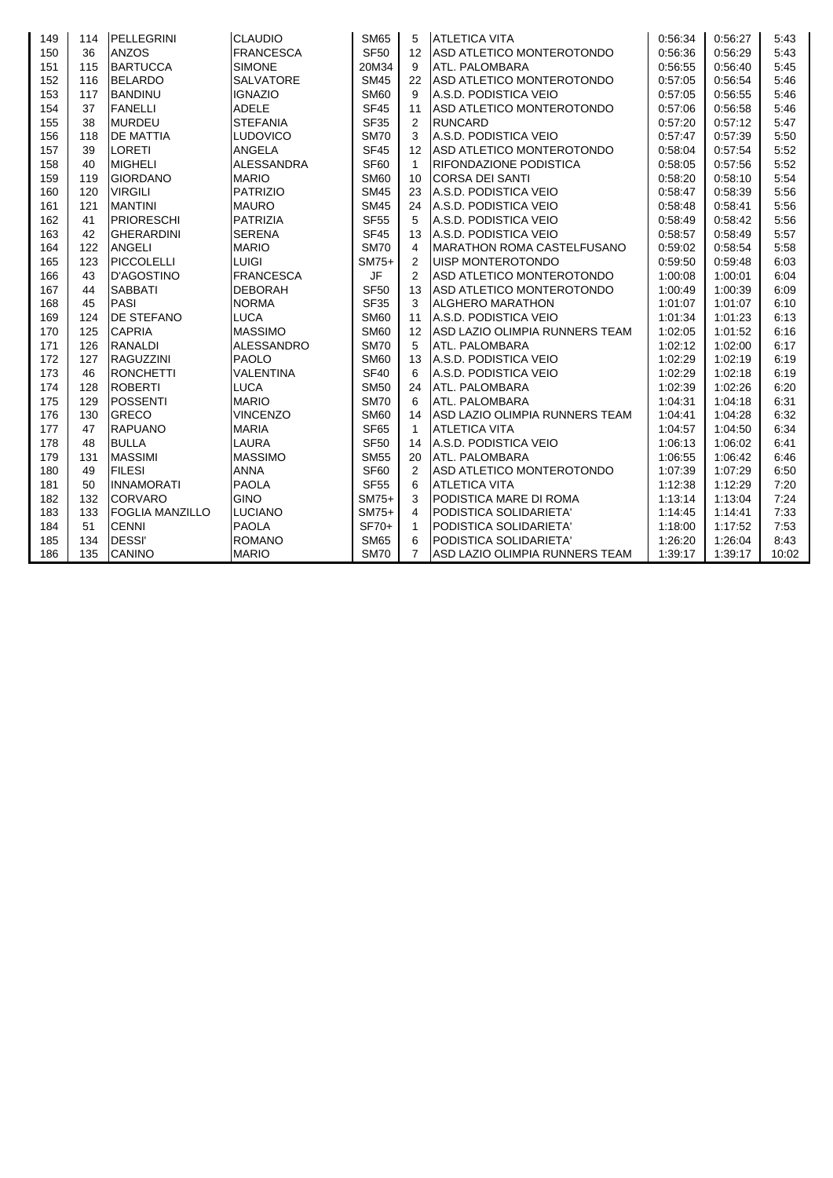| | | | | | | | | | |
|---|---|---|---|---|---|---|---|---|---|
| 149 | 114 | PELLEGRINI | CLAUDIO | SM65 | 5 | ATLETICA VITA | 0:56:34 | 0:56:27 | 5:43 |
| 150 | 36 | ANZOS | FRANCESCA | SF50 | 12 | ASD ATLETICO MONTEROTONDO | 0:56:36 | 0:56:29 | 5:43 |
| 151 | 115 | BARTUCCA | SIMONE | 20M34 | 9 | ATL. PALOMBARA | 0:56:55 | 0:56:40 | 5:45 |
| 152 | 116 | BELARDO | SALVATORE | SM45 | 22 | ASD ATLETICO MONTEROTONDO | 0:57:05 | 0:56:54 | 5:46 |
| 153 | 117 | BANDINU | IGNAZIO | SM60 | 9 | A.S.D. PODISTICA VEIO | 0:57:05 | 0:56:55 | 5:46 |
| 154 | 37 | FANELLI | ADELE | SF45 | 11 | ASD ATLETICO MONTEROTONDO | 0:57:06 | 0:56:58 | 5:46 |
| 155 | 38 | MURDEU | STEFANIA | SF35 | 2 | RUNCARD | 0:57:20 | 0:57:12 | 5:47 |
| 156 | 118 | DE MATTIA | LUDOVICO | SM70 | 3 | A.S.D. PODISTICA VEIO | 0:57:47 | 0:57:39 | 5:50 |
| 157 | 39 | LORETI | ANGELA | SF45 | 12 | ASD ATLETICO MONTEROTONDO | 0:58:04 | 0:57:54 | 5:52 |
| 158 | 40 | MIGHELI | ALESSANDRA | SF60 | 1 | RIFONDAZIONE PODISTICA | 0:58:05 | 0:57:56 | 5:52 |
| 159 | 119 | GIORDANO | MARIO | SM60 | 10 | CORSA DEI SANTI | 0:58:20 | 0:58:10 | 5:54 |
| 160 | 120 | VIRGILI | PATRIZIO | SM45 | 23 | A.S.D. PODISTICA VEIO | 0:58:47 | 0:58:39 | 5:56 |
| 161 | 121 | MANTINI | MAURO | SM45 | 24 | A.S.D. PODISTICA VEIO | 0:58:48 | 0:58:41 | 5:56 |
| 162 | 41 | PRIORESCHI | PATRIZIA | SF55 | 5 | A.S.D. PODISTICA VEIO | 0:58:49 | 0:58:42 | 5:56 |
| 163 | 42 | GHERARDINI | SERENA | SF45 | 13 | A.S.D. PODISTICA VEIO | 0:58:57 | 0:58:49 | 5:57 |
| 164 | 122 | ANGELI | MARIO | SM70 | 4 | MARATHON ROMA CASTELFUSANO | 0:59:02 | 0:58:54 | 5:58 |
| 165 | 123 | PICCOLELLI | LUIGI | SM75+ | 2 | UISP MONTEROTONDO | 0:59:50 | 0:59:48 | 6:03 |
| 166 | 43 | D'AGOSTINO | FRANCESCA | JF | 2 | ASD ATLETICO MONTEROTONDO | 1:00:08 | 1:00:01 | 6:04 |
| 167 | 44 | SABBATI | DEBORAH | SF50 | 13 | ASD ATLETICO MONTEROTONDO | 1:00:49 | 1:00:39 | 6:09 |
| 168 | 45 | PASI | NORMA | SF35 | 3 | ALGHERO MARATHON | 1:01:07 | 1:01:07 | 6:10 |
| 169 | 124 | DE STEFANO | LUCA | SM60 | 11 | A.S.D. PODISTICA VEIO | 1:01:34 | 1:01:23 | 6:13 |
| 170 | 125 | CAPRIA | MASSIMO | SM60 | 12 | ASD LAZIO OLIMPIA RUNNERS TEAM | 1:02:05 | 1:01:52 | 6:16 |
| 171 | 126 | RANALDI | ALESSANDRO | SM70 | 5 | ATL. PALOMBARA | 1:02:12 | 1:02:00 | 6:17 |
| 172 | 127 | RAGUZZINI | PAOLO | SM60 | 13 | A.S.D. PODISTICA VEIO | 1:02:29 | 1:02:19 | 6:19 |
| 173 | 46 | RONCHETTI | VALENTINA | SF40 | 6 | A.S.D. PODISTICA VEIO | 1:02:29 | 1:02:18 | 6:19 |
| 174 | 128 | ROBERTI | LUCA | SM50 | 24 | ATL. PALOMBARA | 1:02:39 | 1:02:26 | 6:20 |
| 175 | 129 | POSSENTI | MARIO | SM70 | 6 | ATL. PALOMBARA | 1:04:31 | 1:04:18 | 6:31 |
| 176 | 130 | GRECO | VINCENZO | SM60 | 14 | ASD LAZIO OLIMPIA RUNNERS TEAM | 1:04:41 | 1:04:28 | 6:32 |
| 177 | 47 | RAPUANO | MARIA | SF65 | 1 | ATLETICA VITA | 1:04:57 | 1:04:50 | 6:34 |
| 178 | 48 | BULLA | LAURA | SF50 | 14 | A.S.D. PODISTICA VEIO | 1:06:13 | 1:06:02 | 6:41 |
| 179 | 131 | MASSIMI | MASSIMO | SM55 | 20 | ATL. PALOMBARA | 1:06:55 | 1:06:42 | 6:46 |
| 180 | 49 | FILESI | ANNA | SF60 | 2 | ASD ATLETICO MONTEROTONDO | 1:07:39 | 1:07:29 | 6:50 |
| 181 | 50 | INNAMORATI | PAOLA | SF55 | 6 | ATLETICA VITA | 1:12:38 | 1:12:29 | 7:20 |
| 182 | 132 | CORVARO | GINO | SM75+ | 3 | PODISTICA MARE DI ROMA | 1:13:14 | 1:13:04 | 7:24 |
| 183 | 133 | FOGLIA MANZILLO | LUCIANO | SM75+ | 4 | PODISTICA SOLIDARIETA' | 1:14:45 | 1:14:41 | 7:33 |
| 184 | 51 | CENNI | PAOLA | SF70+ | 1 | PODISTICA SOLIDARIETA' | 1:18:00 | 1:17:52 | 7:53 |
| 185 | 134 | DESSI' | ROMANO | SM65 | 6 | PODISTICA SOLIDARIETA' | 1:26:20 | 1:26:04 | 8:43 |
| 186 | 135 | CANINO | MARIO | SM70 | 7 | ASD LAZIO OLIMPIA RUNNERS TEAM | 1:39:17 | 1:39:17 | 10:02 |